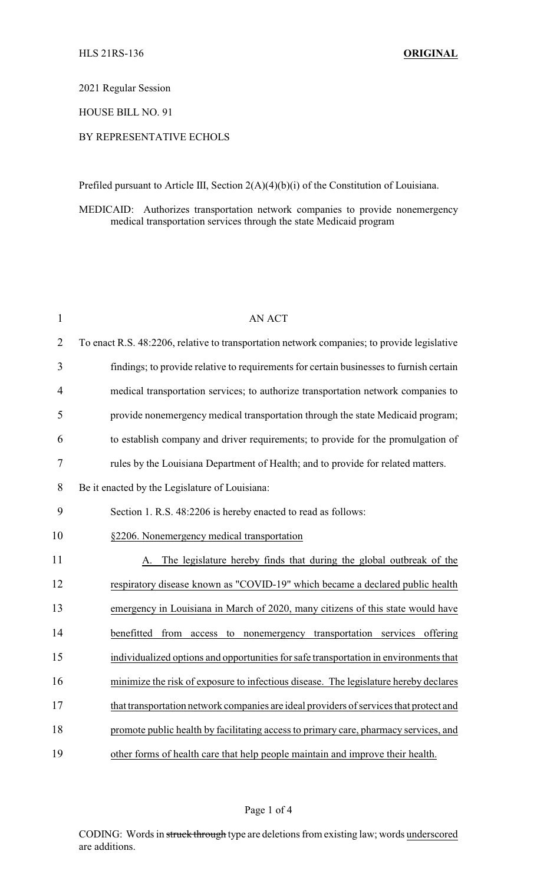HLS 21RS-136 **ORIGINAL**

2021 Regular Session

HOUSE BILL NO. 91

BY REPRESENTATIVE ECHOLS

Prefiled pursuant to Article III, Section 2(A)(4)(b)(i) of the Constitution of Louisiana.

MEDICAID: Authorizes transportation network companies to provide nonemergency medical transportation services through the state Medicaid program

AN ACT

To enact R.S. 48:2206, relative to transportation network companies; to provide legislative findings; to provide relative to requirements for certain businesses to furnish certain medical transportation services; to authorize transportation network companies to provide nonemergency medical transportation through the state Medicaid program; to establish company and driver requirements; to provide for the promulgation of rules by the Louisiana Department of Health; and to provide for related matters.

Be it enacted by the Legislature of Louisiana:

Section 1. R.S. 48:2206 is hereby enacted to read as follows:

<u>§2206. Nonemergency medical transportation</u>

<u>A. The legislature hereby finds that during the global outbreak of the respiratory disease known as "COVID-19" which became a declared public health emergency in Louisiana in March of 2020, many citizens of this state would have benefitted from access to nonemergency transportation services offering individualized options and opportunities for safe transportation in environments that minimize the risk of exposure to infectious disease. The legislature hereby declares that transportation network companies are ideal providers of services that protect and promote public health by facilitating access to primary care, pharmacy services, and other forms of health care that help people maintain and improve their health.</u>

CODING: Words in ~~struck through~~ type are deletions from existing law; words <u>underscored</u> are additions.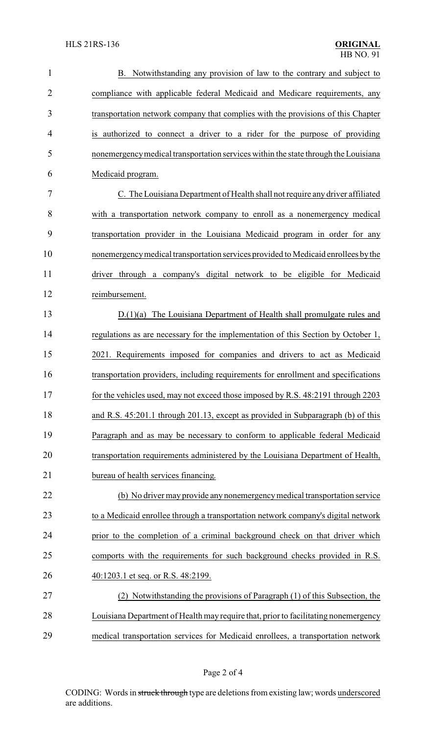B. Notwithstanding any provision of law to the contrary and subject to compliance with applicable federal Medicaid and Medicare requirements, any transportation network company that complies with the provisions of this Chapter is authorized to connect a driver to a rider for the purpose of providing nonemergency medical transportation services within the state through the Louisiana Medicaid program.

C. The Louisiana Department of Health shall not require any driver affiliated with a transportation network company to enroll as a nonemergency medical transportation provider in the Louisiana Medicaid program in order for any nonemergency medical transportation services provided to Medicaid enrollees by the driver through a company's digital network to be eligible for Medicaid reimbursement.

D.(1)(a) The Louisiana Department of Health shall promulgate rules and regulations as are necessary for the implementation of this Section by October 1, 2021. Requirements imposed for companies and drivers to act as Medicaid transportation providers, including requirements for enrollment and specifications for the vehicles used, may not exceed those imposed by R.S. 48:2191 through 2203 and R.S. 45:201.1 through 201.13, except as provided in Subparagraph (b) of this Paragraph and as may be necessary to conform to applicable federal Medicaid transportation requirements administered by the Louisiana Department of Health, bureau of health services financing.

(b) No driver may provide any nonemergency medical transportation service to a Medicaid enrollee through a transportation network company's digital network prior to the completion of a criminal background check on that driver which comports with the requirements for such background checks provided in R.S. 40:1203.1 et seq. or R.S. 48:2199.

(2) Notwithstanding the provisions of Paragraph (1) of this Subsection, the Louisiana Department of Health may require that, prior to facilitating nonemergency medical transportation services for Medicaid enrollees, a transportation network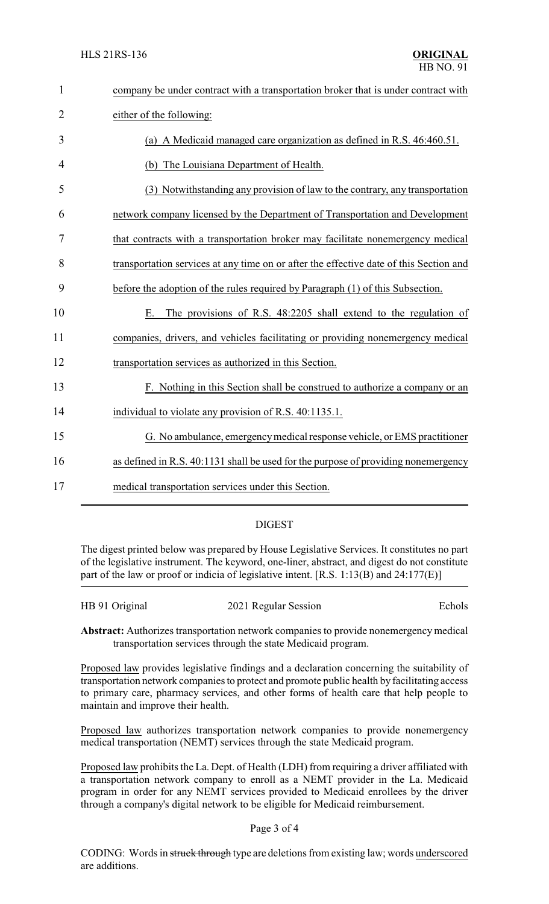company be under contract with a transportation broker that is under contract with either of the following:

(a) A Medicaid managed care organization as defined in R.S. 46:460.51.

(b) The Louisiana Department of Health.

(3) Notwithstanding any provision of law to the contrary, any transportation network company licensed by the Department of Transportation and Development that contracts with a transportation broker may facilitate nonemergency medical transportation services at any time on or after the effective date of this Section and before the adoption of the rules required by Paragraph (1) of this Subsection.

E. The provisions of R.S. 48:2205 shall extend to the regulation of companies, drivers, and vehicles facilitating or providing nonemergency medical transportation services as authorized in this Section.

F. Nothing in this Section shall be construed to authorize a company or an individual to violate any provision of R.S. 40:1135.1.

G. No ambulance, emergency medical response vehicle, or EMS practitioner as defined in R.S. 40:1131 shall be used for the purpose of providing nonemergency medical transportation services under this Section.

## DIGEST

The digest printed below was prepared by House Legislative Services. It constitutes no part of the legislative instrument. The keyword, one-liner, abstract, and digest do not constitute part of the law or proof or indicia of legislative intent. [R.S. 1:13(B) and 24:177(E)]

HB 91 Original — 2021 Regular Session — Echols

**Abstract:** Authorizes transportation network companies to provide nonemergency medical transportation services through the state Medicaid program.

Proposed law provides legislative findings and a declaration concerning the suitability of transportation network companies to protect and promote public health by facilitating access to primary care, pharmacy services, and other forms of health care that help people to maintain and improve their health.

Proposed law authorizes transportation network companies to provide nonemergency medical transportation (NEMT) services through the state Medicaid program.

Proposed law prohibits the La. Dept. of Health (LDH) from requiring a driver affiliated with a transportation network company to enroll as a NEMT provider in the La. Medicaid program in order for any NEMT services provided to Medicaid enrollees by the driver through a company's digital network to be eligible for Medicaid reimbursement.

CODING: Words in ~~struck through~~ type are deletions from existing law; words underscored are additions.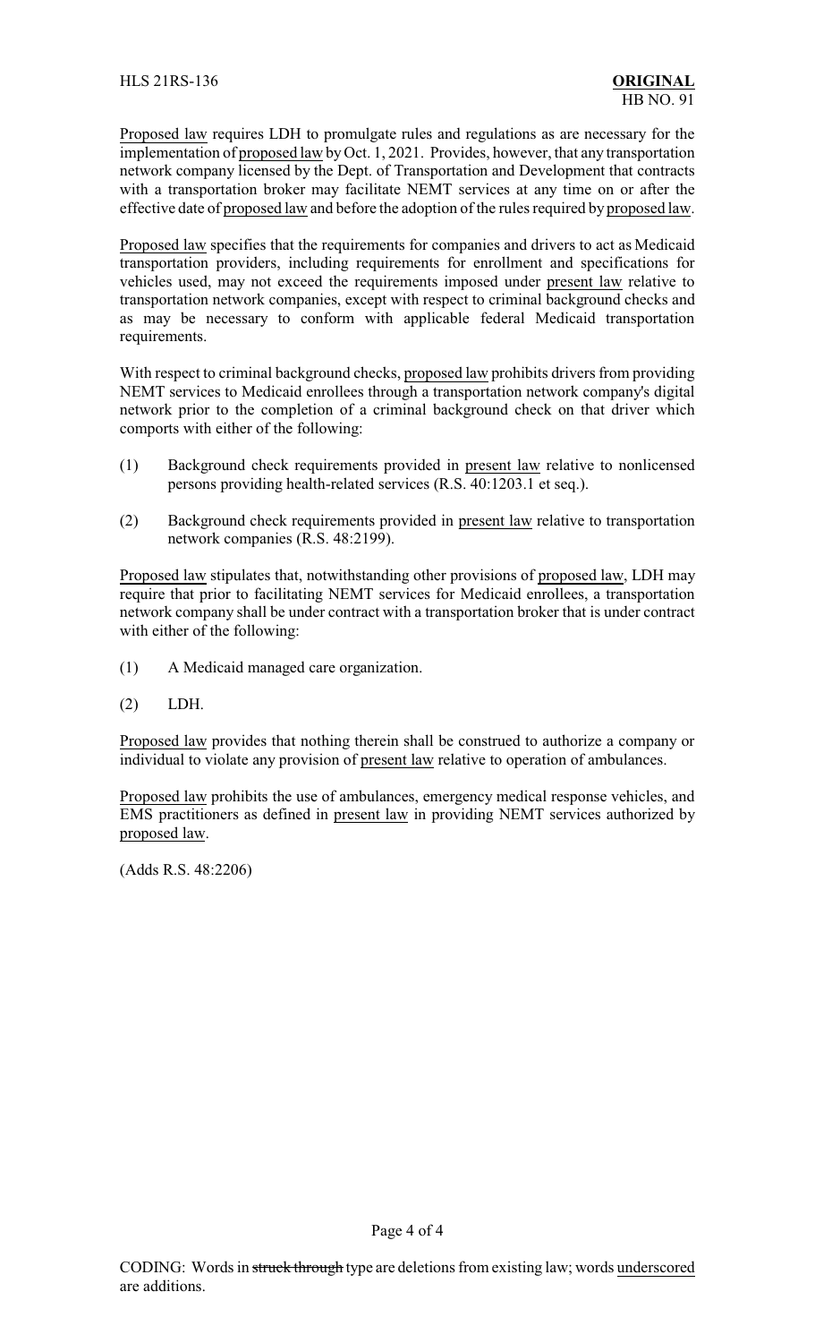Proposed law requires LDH to promulgate rules and regulations as are necessary for the implementation of proposed law by Oct. 1, 2021. Provides, however, that any transportation network company licensed by the Dept. of Transportation and Development that contracts with a transportation broker may facilitate NEMT services at any time on or after the effective date of proposed law and before the adoption of the rules required by proposed law.

Proposed law specifies that the requirements for companies and drivers to act as Medicaid transportation providers, including requirements for enrollment and specifications for vehicles used, may not exceed the requirements imposed under present law relative to transportation network companies, except with respect to criminal background checks and as may be necessary to conform with applicable federal Medicaid transportation requirements.

With respect to criminal background checks, proposed law prohibits drivers from providing NEMT services to Medicaid enrollees through a transportation network company's digital network prior to the completion of a criminal background check on that driver which comports with either of the following:

(1) Background check requirements provided in present law relative to nonlicensed persons providing health-related services (R.S. 40:1203.1 et seq.).

(2) Background check requirements provided in present law relative to transportation network companies (R.S. 48:2199).

Proposed law stipulates that, notwithstanding other provisions of proposed law, LDH may require that prior to facilitating NEMT services for Medicaid enrollees, a transportation network company shall be under contract with a transportation broker that is under contract with either of the following:

(1) A Medicaid managed care organization.

(2) LDH.

Proposed law provides that nothing therein shall be construed to authorize a company or individual to violate any provision of present law relative to operation of ambulances.

Proposed law prohibits the use of ambulances, emergency medical response vehicles, and EMS practitioners as defined in present law in providing NEMT services authorized by proposed law.

(Adds R.S. 48:2206)